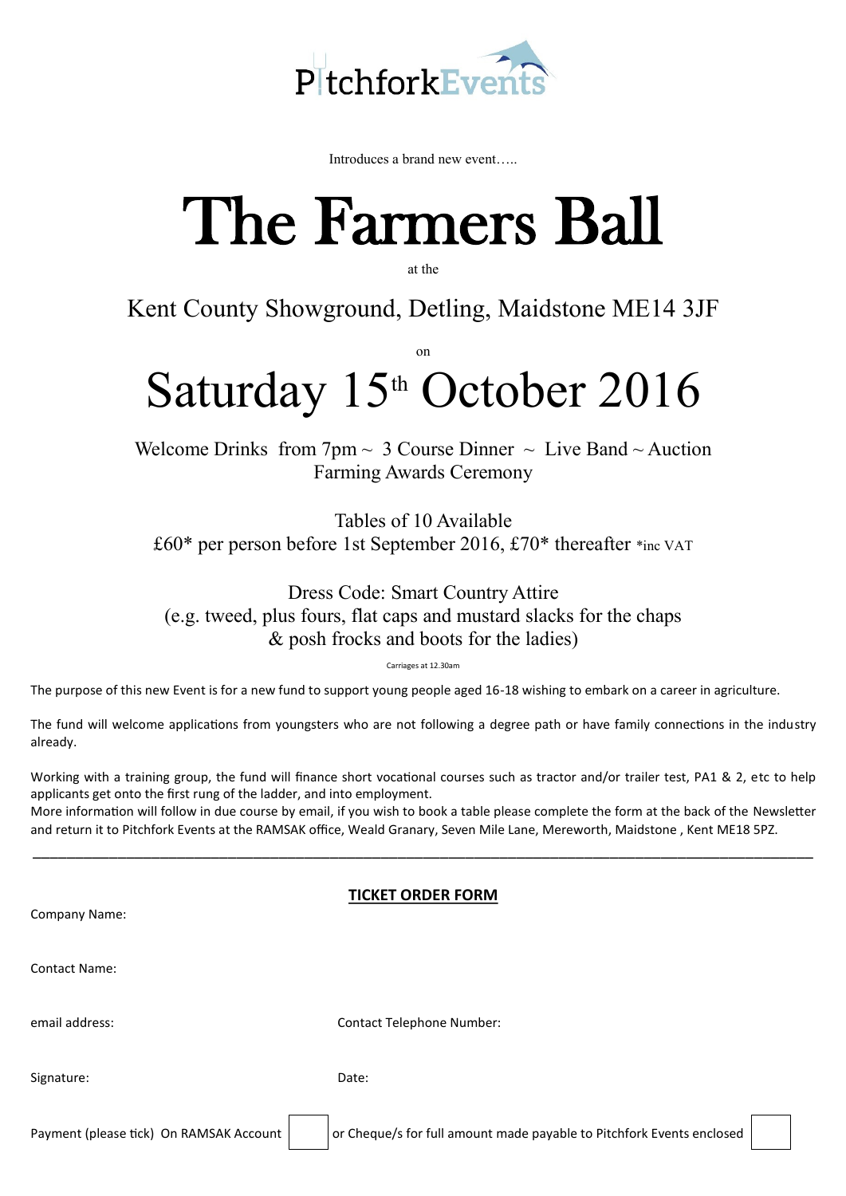PitchforkEvents

Introduces a brand new event…..

# The Farmers Ball

at the

## Kent County Showground, Detling, Maidstone ME14 3JF

on

# Saturday 15th October 2016

Welcome Drinks from 7pm ~ 3 Course Dinner ~ Live Band ~ Auction
Farming Awards Ceremony

Tables of 10 Available
£60* per person before 1st September 2016, £70* thereafter *inc VAT

Dress Code: Smart Country Attire
(e.g. tweed, plus fours, flat caps and mustard slacks for the chaps
& posh frocks and boots for the ladies)

Carriages at 12.30am

The purpose of this new Event is for a new fund to support young people aged 16-18 wishing to embark on a career in agriculture.

The fund will welcome applications from youngsters who are not following a degree path or have family connections in the industry already.

Working with a training group, the fund will finance short vocational courses such as tractor and/or trailer test, PA1 & 2, etc to help applicants get onto the first rung of the ladder, and into employment.
More information will follow in due course by email, if you wish to book a table please complete the form at the back of the Newsletter and return it to Pitchfork Events at the RAMSAK office, Weald Granary, Seven Mile Lane, Mereworth, Maidstone , Kent ME18 5PZ.

---

**TICKET ORDER FORM**

Company Name:

Contact Name:

email address: Contact Telephone Number:

Signature: Date:

Payment (please tick) On RAMSAK Account ☐ or Cheque/s for full amount made payable to Pitchfork Events enclosed ☐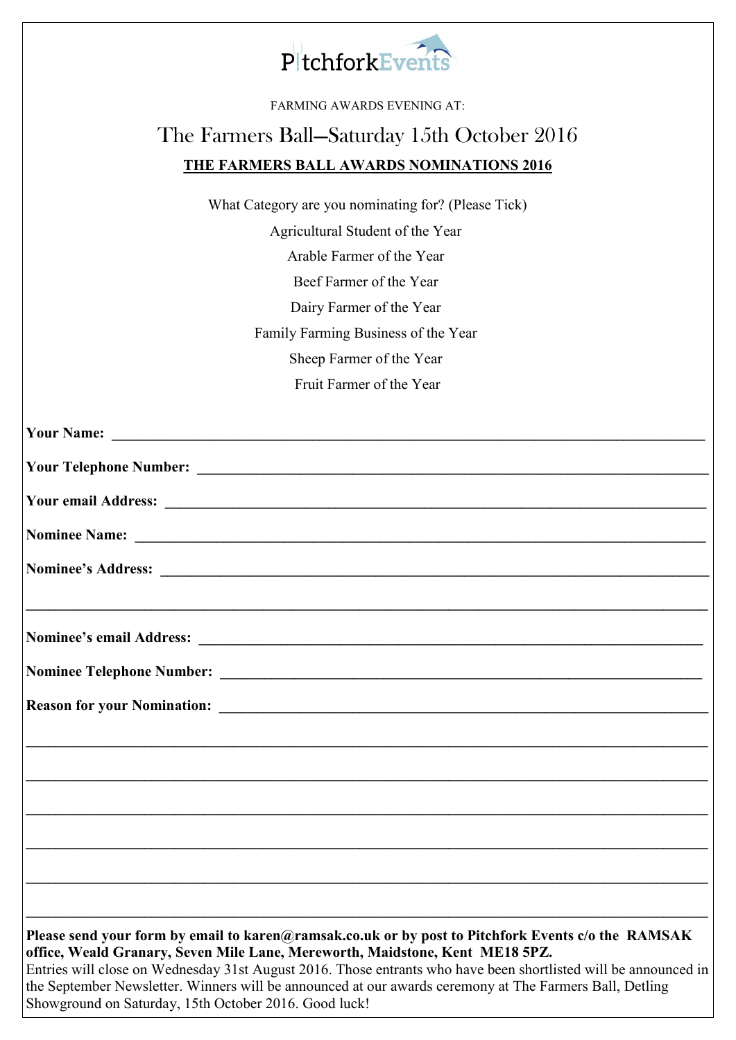PitchforkEvents

FARMING AWARDS EVENING AT:

# The Farmers Ball—Saturday 15th October 2016

**THE FARMERS BALL AWARDS NOMINATIONS 2016**

What Category are you nominating for? (Please Tick)

Agricultural Student of the Year

Arable Farmer of the Year

Beef Farmer of the Year

Dairy Farmer of the Year

Family Farming Business of the Year

Sheep Farmer of the Year

Fruit Farmer of the Year

**Your Name:** ______________________________________________________________

**Your Telephone Number:** ______________________________________________________

**Your email Address:** _________________________________________________________

**Nominee Name:** ______________________________________________________________

**Nominee's Address:** __________________________________________________________

________________________________________________________________________________

**Nominee's email Address:** _____________________________________________________

**Nominee Telephone Number:** ___________________________________________________

**Reason for your Nomination:** __________________________________________________

________________________________________________________________________________

________________________________________________________________________________

________________________________________________________________________________

________________________________________________________________________________

________________________________________________________________________________

________________________________________________________________________________

**Please send your form by email to karen@ramsak.co.uk or by post to Pitchfork Events c/o the RAMSAK office, Weald Granary, Seven Mile Lane, Mereworth, Maidstone, Kent ME18 5PZ.**

Entries will close on Wednesday 31st August 2016. Those entrants who have been shortlisted will be announced in the September Newsletter. Winners will be announced at our awards ceremony at The Farmers Ball, Detling Showground on Saturday, 15th October 2016. Good luck!